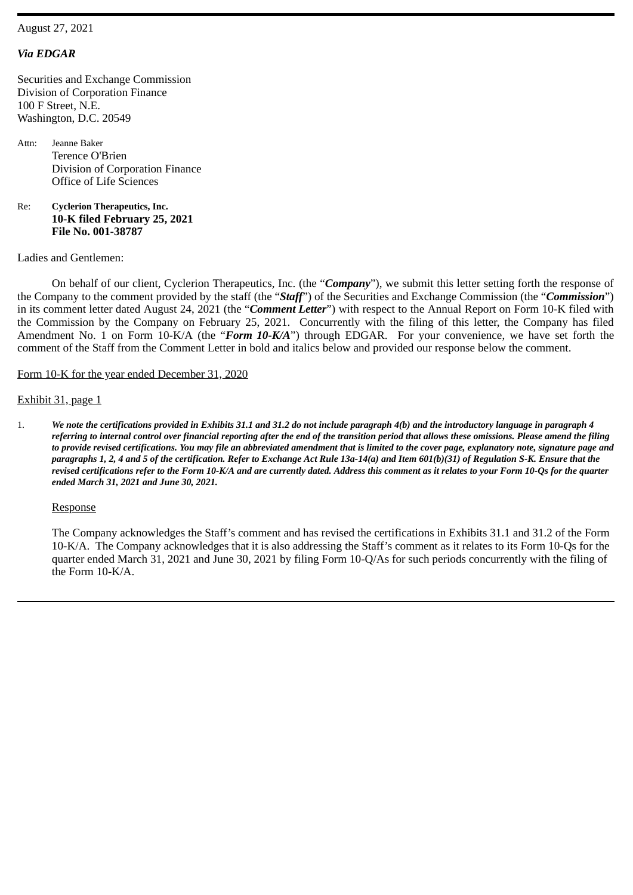August 27, 2021

***Via EDGAR***

Securities and Exchange Commission
Division of Corporation Finance
100 F Street, N.E.
Washington, D.C. 20549

Attn: Jeanne Baker
Terence O'Brien
Division of Corporation Finance
Office of Life Sciences

Re: **Cyclerion Therapeutics, Inc.**
**10-K filed February 25, 2021**
**File No. 001-38787**

Ladies and Gentlemen:

On behalf of our client, Cyclerion Therapeutics, Inc. (the "***Company***"), we submit this letter setting forth the response of the Company to the comment provided by the staff (the "***Staff***") of the Securities and Exchange Commission (the "***Commission***") in its comment letter dated August 24, 2021 (the "***Comment Letter***") with respect to the Annual Report on Form 10-K filed with the Commission by the Company on February 25, 2021. Concurrently with the filing of this letter, the Company has filed Amendment No. 1 on Form 10-K/A (the "***Form 10-K/A***") through EDGAR. For your convenience, we have set forth the comment of the Staff from the Comment Letter in bold and italics below and provided our response below the comment.

<u>Form 10-K for the year ended December 31, 2020</u>

<u>Exhibit 31, page 1</u>

1. ***We note the certifications provided in Exhibits 31.1 and 31.2 do not include paragraph 4(b) and the introductory language in paragraph 4 referring to internal control over financial reporting after the end of the transition period that allows these omissions. Please amend the filing to provide revised certifications. You may file an abbreviated amendment that is limited to the cover page, explanatory note, signature page and paragraphs 1, 2, 4 and 5 of the certification. Refer to Exchange Act Rule 13a-14(a) and Item 601(b)(31) of Regulation S-K. Ensure that the revised certifications refer to the Form 10-K/A and are currently dated. Address this comment as it relates to your Form 10-Qs for the quarter ended March 31, 2021 and June 30, 2021.***

   <u>Response</u>

   The Company acknowledges the Staff's comment and has revised the certifications in Exhibits 31.1 and 31.2 of the Form 10-K/A. The Company acknowledges that it is also addressing the Staff's comment as it relates to its Form 10-Qs for the quarter ended March 31, 2021 and June 30, 2021 by filing Form 10-Q/As for such periods concurrently with the filing of the Form 10-K/A.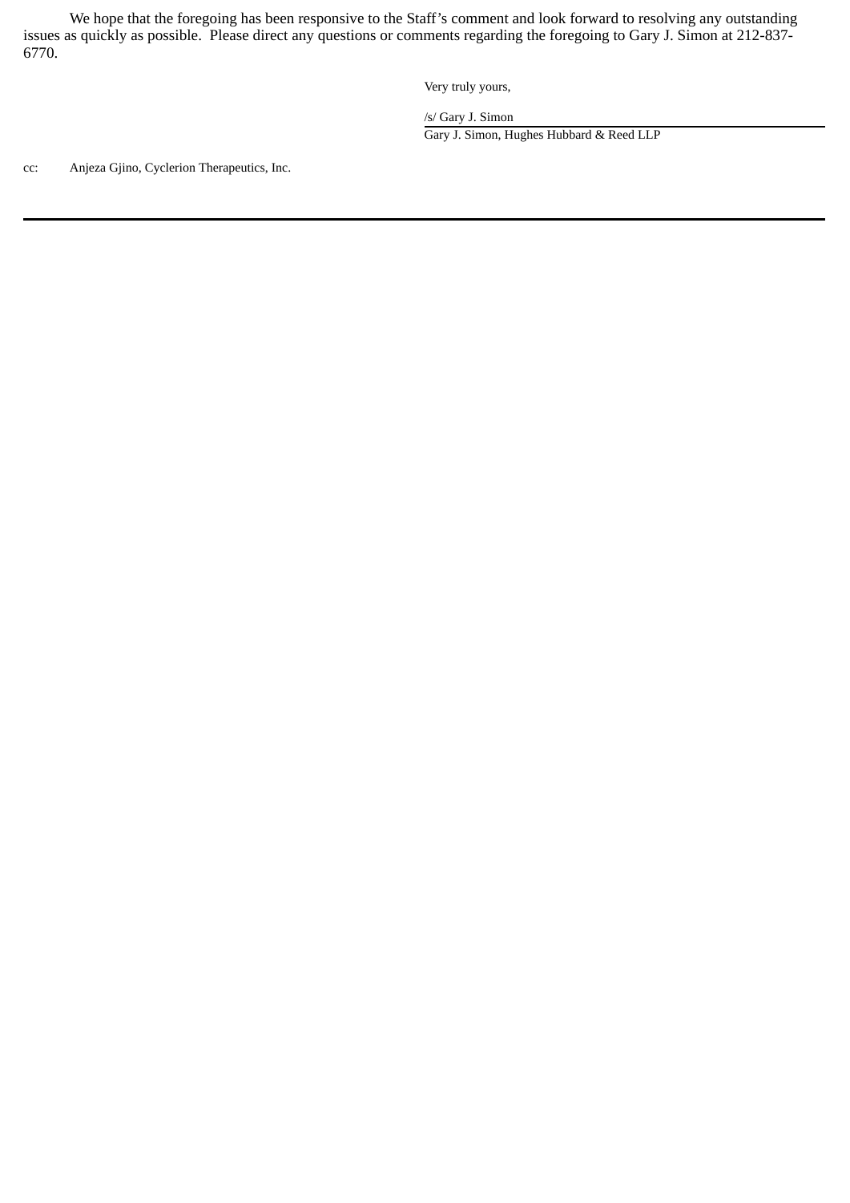We hope that the foregoing has been responsive to the Staff's comment and look forward to resolving any outstanding issues as quickly as possible. Please direct any questions or comments regarding the foregoing to Gary J. Simon at 212-837-6770.

Very truly yours,

/s/ Gary J. Simon

Gary J. Simon, Hughes Hubbard & Reed LLP

cc: Anjeza Gjino, Cyclerion Therapeutics, Inc.